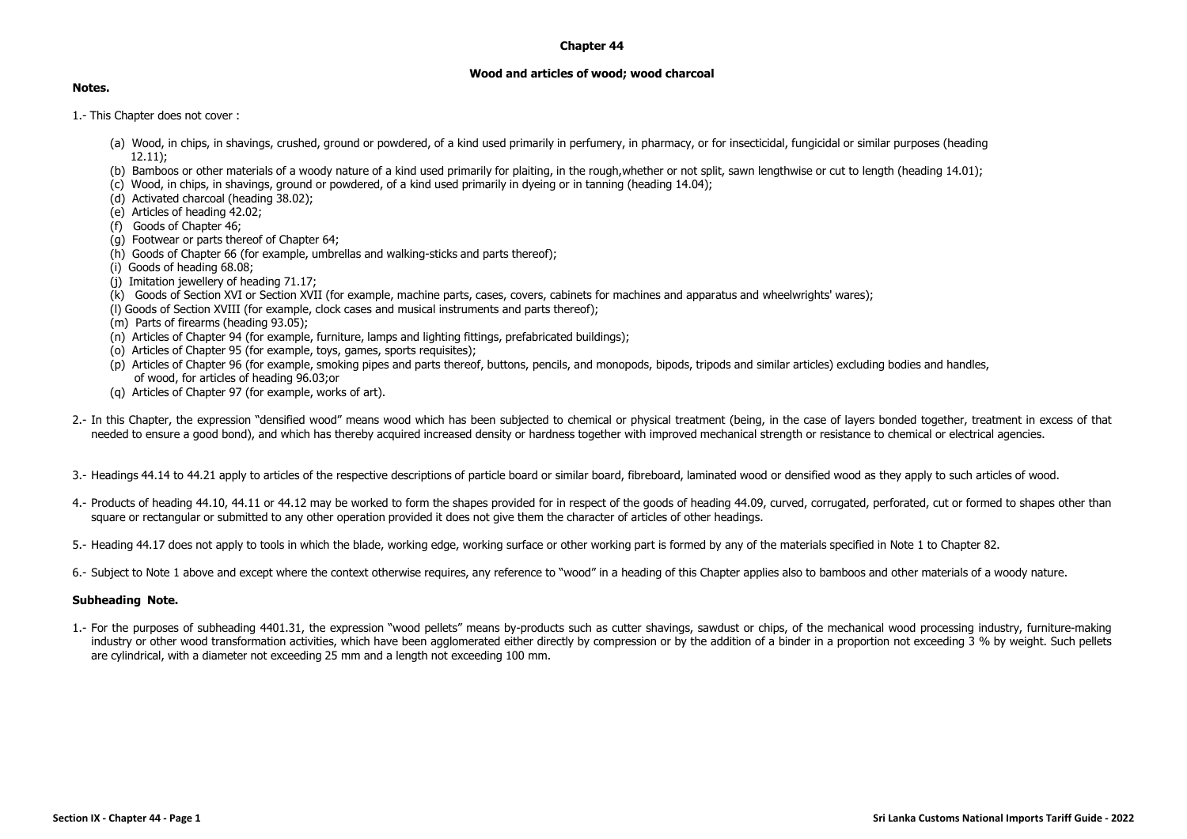# Chapter 44

## Wood and articles of wood; wood charcoal

**Notes.**

1.- This Chapter does not cover :

(a) Wood, in chips, in shavings, crushed, ground or powdered, of a kind used primarily in perfumery, in pharmacy, or for insecticidal, fungicidal or similar purposes (heading 12.11);
(b) Bamboos or other materials of a woody nature of a kind used primarily for plaiting, in the rough,whether or not split, sawn lengthwise or cut to length (heading 14.01);
(c) Wood, in chips, in shavings, ground or powdered, of a kind used primarily in dyeing or in tanning (heading 14.04);
(d) Activated charcoal (heading 38.02);
(e) Articles of heading 42.02;
(f) Goods of Chapter 46;
(g) Footwear or parts thereof of Chapter 64;
(h) Goods of Chapter 66 (for example, umbrellas and walking-sticks and parts thereof);
(i) Goods of heading 68.08;
(j) Imitation jewellery of heading 71.17;
(k) Goods of Section XVI or Section XVII (for example, machine parts, cases, covers, cabinets for machines and apparatus and wheelwrights' wares);
(l) Goods of Section XVIII (for example, clock cases and musical instruments and parts thereof);
(m) Parts of firearms (heading 93.05);
(n) Articles of Chapter 94 (for example, furniture, lamps and lighting fittings, prefabricated buildings);
(o) Articles of Chapter 95 (for example, toys, games, sports requisites);
(p) Articles of Chapter 96 (for example, smoking pipes and parts thereof, buttons, pencils, and monopods, bipods, tripods and similar articles) excluding bodies and handles, of wood, for articles of heading 96.03;or
(q) Articles of Chapter 97 (for example, works of art).

2.- In this Chapter, the expression "densified wood" means wood which has been subjected to chemical or physical treatment (being, in the case of layers bonded together, treatment in excess of that needed to ensure a good bond), and which has thereby acquired increased density or hardness together with improved mechanical strength or resistance to chemical or electrical agencies.

3.- Headings 44.14 to 44.21 apply to articles of the respective descriptions of particle board or similar board, fibreboard, laminated wood or densified wood as they apply to such articles of wood.

4.- Products of heading 44.10, 44.11 or 44.12 may be worked to form the shapes provided for in respect of the goods of heading 44.09, curved, corrugated, perforated, cut or formed to shapes other than square or rectangular or submitted to any other operation provided it does not give them the character of articles of other headings.

5.- Heading 44.17 does not apply to tools in which the blade, working edge, working surface or other working part is formed by any of the materials specified in Note 1 to Chapter 82.

6.- Subject to Note 1 above and except where the context otherwise requires, any reference to "wood" in a heading of this Chapter applies also to bamboos and other materials of a woody nature.

### Subheading Note.

1.- For the purposes of subheading 4401.31, the expression "wood pellets" means by-products such as cutter shavings, sawdust or chips, of the mechanical wood processing industry, furniture-making industry or other wood transformation activities, which have been agglomerated either directly by compression or by the addition of a binder in a proportion not exceeding 3 % by weight. Such pellets are cylindrical, with a diameter not exceeding 25 mm and a length not exceeding 100 mm.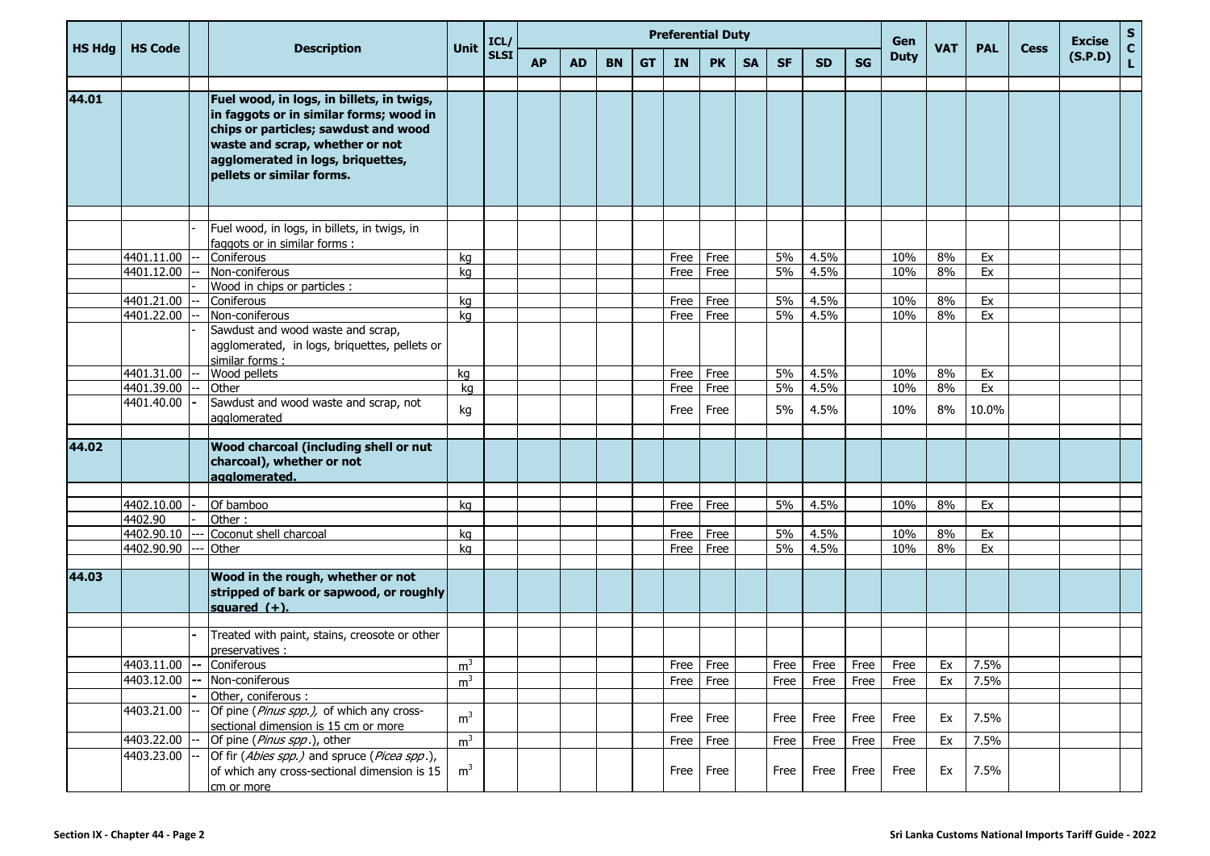| HS Hdg | HS Code | | Description | Unit | ICL/ SLSI | Preferential Duty | | | | | | | | | | Gen Duty | VAT | PAL | Cess | Excise (S.P.D) | SCL |
|---|---|---|---|---|---|---|---|---|---|---|---|---|---|---|---|---|---|---|---|---|---|
| | | | | | | AP | AD | BN | GT | IN | PK | SA | SF | SD | SG | | | | | | |
| **44.01** | | | **Fuel wood, in logs, in billets, in twigs, in faggots or in similar forms; wood in chips or particles; sawdust and wood waste and scrap, whether or not agglomerated in logs, briquettes, pellets or similar forms.** | | | | | | | | | | | | | | | | | | |
| | | - | Fuel wood, in logs, in billets, in twigs, in faggots or in similar forms : | | | | | | | | | | | | | | | | | | |
| | 4401.11.00 | -- | Coniferous | kg | | | | | | Free | Free | | 5% | 4.5% | | 10% | 8% | Ex | | | |
| | 4401.12.00 | -- | Non-coniferous | kg | | | | | | Free | Free | | 5% | 4.5% | | 10% | 8% | Ex | | | |
| | | - | Wood in chips or particles : | | | | | | | | | | | | | | | | | | |
| | 4401.21.00 | -- | Coniferous | kg | | | | | | Free | Free | | 5% | 4.5% | | 10% | 8% | Ex | | | |
| | 4401.22.00 | -- | Non-coniferous | kg | | | | | | Free | Free | | 5% | 4.5% | | 10% | 8% | Ex | | | |
| | | - | Sawdust and wood waste and scrap, agglomerated, in logs, briquettes, pellets or similar forms : | | | | | | | | | | | | | | | | | | |
| | 4401.31.00 | -- | Wood pellets | kg | | | | | | Free | Free | | 5% | 4.5% | | 10% | 8% | Ex | | | |
| | 4401.39.00 | -- | Other | kg | | | | | | Free | Free | | 5% | 4.5% | | 10% | 8% | Ex | | | |
| | 4401.40.00 | - | Sawdust and wood waste and scrap, not agglomerated | kg | | | | | | Free | Free | | 5% | 4.5% | | 10% | 8% | 10.0% | | | |
| **44.02** | | | **Wood charcoal (including shell or nut charcoal), whether or not agglomerated.** | | | | | | | | | | | | | | | | | | |
| | 4402.10.00 | - | Of bamboo | kg | | | | | | Free | Free | | 5% | 4.5% | | 10% | 8% | Ex | | | |
| | 4402.90 | - | Other : | | | | | | | | | | | | | | | | | | |
| | 4402.90.10 | --- | Coconut shell charcoal | kg | | | | | | Free | Free | | 5% | 4.5% | | 10% | 8% | Ex | | | |
| | 4402.90.90 | --- | Other | kg | | | | | | Free | Free | | 5% | 4.5% | | 10% | 8% | Ex | | | |
| **44.03** | | | **Wood in the rough, whether or not stripped of bark or sapwood, or roughly squared (+).** | | | | | | | | | | | | | | | | | | |
| | | - | Treated with paint, stains, creosote or other preservatives : | | | | | | | | | | | | | | | | | | |
| | 4403.11.00 | -- | Coniferous | $m^3$ | | | | | | Free | Free | | Free | Free | Free | Free | Ex | 7.5% | | | |
| | 4403.12.00 | -- | Non-coniferous | $m^3$ | | | | | | Free | Free | | Free | Free | Free | Free | Ex | 7.5% | | | |
| | | - | Other, coniferous : | | | | | | | | | | | | | | | | | | |
| | 4403.21.00 | -- | Of pine (*Pinus spp.),* of which any cross-sectional dimension is 15 cm or more | $m^3$ | | | | | | Free | Free | | Free | Free | Free | Free | Ex | 7.5% | | | |
| | 4403.22.00 | -- | Of pine (*Pinus spp*.), other | $m^3$ | | | | | | Free | Free | | Free | Free | Free | Free | Ex | 7.5% | | | |
| | 4403.23.00 | -- | Of fir (*Abies spp.)* and spruce (*Picea spp*.), of which any cross-sectional dimension is 15 cm or more | $m^3$ | | | | | | Free | Free | | Free | Free | Free | Free | Ex | 7.5% | | | |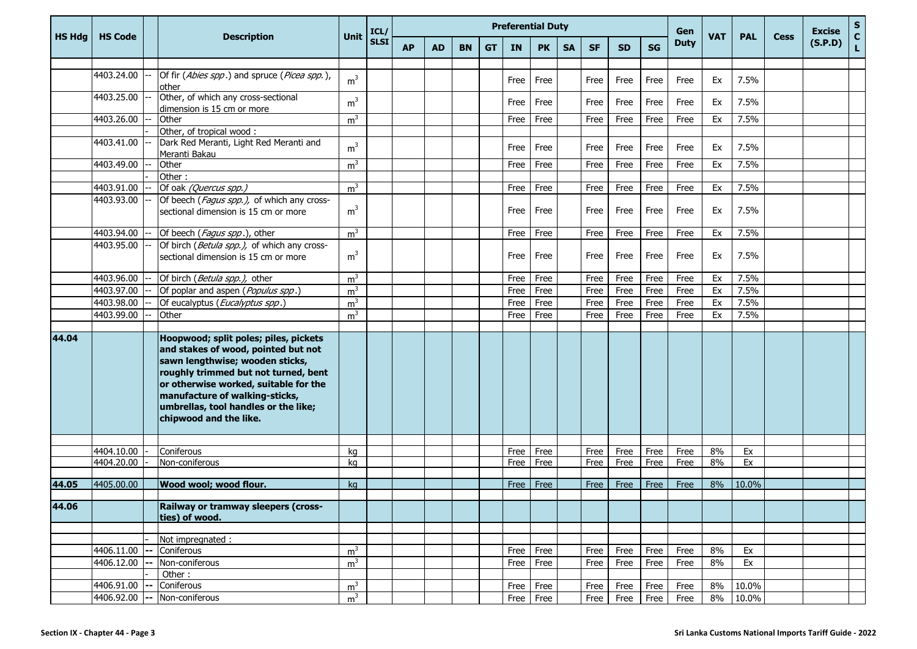| HS Hdg | HS Code | | Description | Unit | ICL/ SLSI | Preferential Duty | | | | | | | | | | Gen Duty | VAT | PAL | Cess | Excise (S.P.D) | S C L |
|---|---|---|---|---|---|---|---|---|---|---|---|---|---|---|---|---|---|---|---|---|---|
| | | | | | | AP | AD | BN | GT | IN | PK | SA | SF | SD | SG | | | | | | |
| | 4403.24.00 | -- | Of fir (*Abies spp*.) and spruce (*Picea spp.*), other | $m^3$ | | | | | | Free | Free | | Free | Free | Free | Free | Ex | 7.5% | | | |
| | 4403.25.00 | -- | Other, of which any cross-sectional dimension is 15 cm or more | $m^3$ | | | | | | Free | Free | | Free | Free | Free | Free | Ex | 7.5% | | | |
| | 4403.26.00 | -- | Other | $m^3$ | | | | | | Free | Free | | Free | Free | Free | Free | Ex | 7.5% | | | |
| | | - | Other, of tropical wood : | | | | | | | | | | | | | | | | | | |
| | 4403.41.00 | -- | Dark Red Meranti, Light Red Meranti and Meranti Bakau | $m^3$ | | | | | | Free | Free | | Free | Free | Free | Free | Ex | 7.5% | | | |
| | 4403.49.00 | -- | Other | $m^3$ | | | | | | Free | Free | | Free | Free | Free | Free | Ex | 7.5% | | | |
| | | - | Other : | | | | | | | | | | | | | | | | | | |
| | 4403.91.00 | -- | Of oak *(Quercus spp.)* | $m^3$ | | | | | | Free | Free | | Free | Free | Free | Free | Ex | 7.5% | | | |
| | 4403.93.00 | -- | Of beech (*Fagus spp.),* of which any cross-sectional dimension is 15 cm or more | $m^3$ | | | | | | Free | Free | | Free | Free | Free | Free | Ex | 7.5% | | | |
| | 4403.94.00 | -- | Of beech (*Fagus spp*.), other | $m^3$ | | | | | | Free | Free | | Free | Free | Free | Free | Ex | 7.5% | | | |
| | 4403.95.00 | -- | Of birch (*Betula spp.),* of which any cross-sectional dimension is 15 cm or more | $m^3$ | | | | | | Free | Free | | Free | Free | Free | Free | Ex | 7.5% | | | |
| | 4403.96.00 | -- | Of birch (*Betula spp.),* other | $m^3$ | | | | | | Free | Free | | Free | Free | Free | Free | Ex | 7.5% | | | |
| | 4403.97.00 | -- | Of poplar and aspen (*Populus spp*.) | $m^3$ | | | | | | Free | Free | | Free | Free | Free | Free | Ex | 7.5% | | | |
| | 4403.98.00 | -- | Of eucalyptus (*Eucalyptus spp*.) | $m^3$ | | | | | | Free | Free | | Free | Free | Free | Free | Ex | 7.5% | | | |
| | 4403.99.00 | -- | Other | $m^3$ | | | | | | Free | Free | | Free | Free | Free | Free | Ex | 7.5% | | | |
| **44.04** | | | **Hoopwood; split poles; piles, pickets and stakes of wood, pointed but not sawn lengthwise; wooden sticks, roughly trimmed but not turned, bent or otherwise worked, suitable for the manufacture of walking-sticks, umbrellas, tool handles or the like; chipwood and the like.** | | | | | | | | | | | | | | | | | | |
| | 4404.10.00 | - | Coniferous | kg | | | | | | Free | Free | | Free | Free | Free | Free | 8% | Ex | | | |
| | 4404.20.00 | - | Non-coniferous | kg | | | | | | Free | Free | | Free | Free | Free | Free | 8% | Ex | | | |
| **44.05** | 4405.00.00 | | **Wood wool; wood flour.** | kg | | | | | | Free | Free | | Free | Free | Free | Free | 8% | 10.0% | | | |
| **44.06** | | | **Railway or tramway sleepers (cross-ties) of wood.** | | | | | | | | | | | | | | | | | | |
| | | - | Not impregnated : | | | | | | | | | | | | | | | | | | |
| | 4406.11.00 | -- | Coniferous | $m^3$ | | | | | | Free | Free | | Free | Free | Free | Free | 8% | Ex | | | |
| | 4406.12.00 | -- | Non-coniferous | $m^3$ | | | | | | Free | Free | | Free | Free | Free | Free | 8% | Ex | | | |
| | | - | Other : | | | | | | | | | | | | | | | | | | |
| | 4406.91.00 | -- | Coniferous | $m^3$ | | | | | | Free | Free | | Free | Free | Free | Free | 8% | 10.0% | | | |
| | 4406.92.00 | -- | Non-coniferous | $m^3$ | | | | | | Free | Free | | Free | Free | Free | Free | 8% | 10.0% | | | |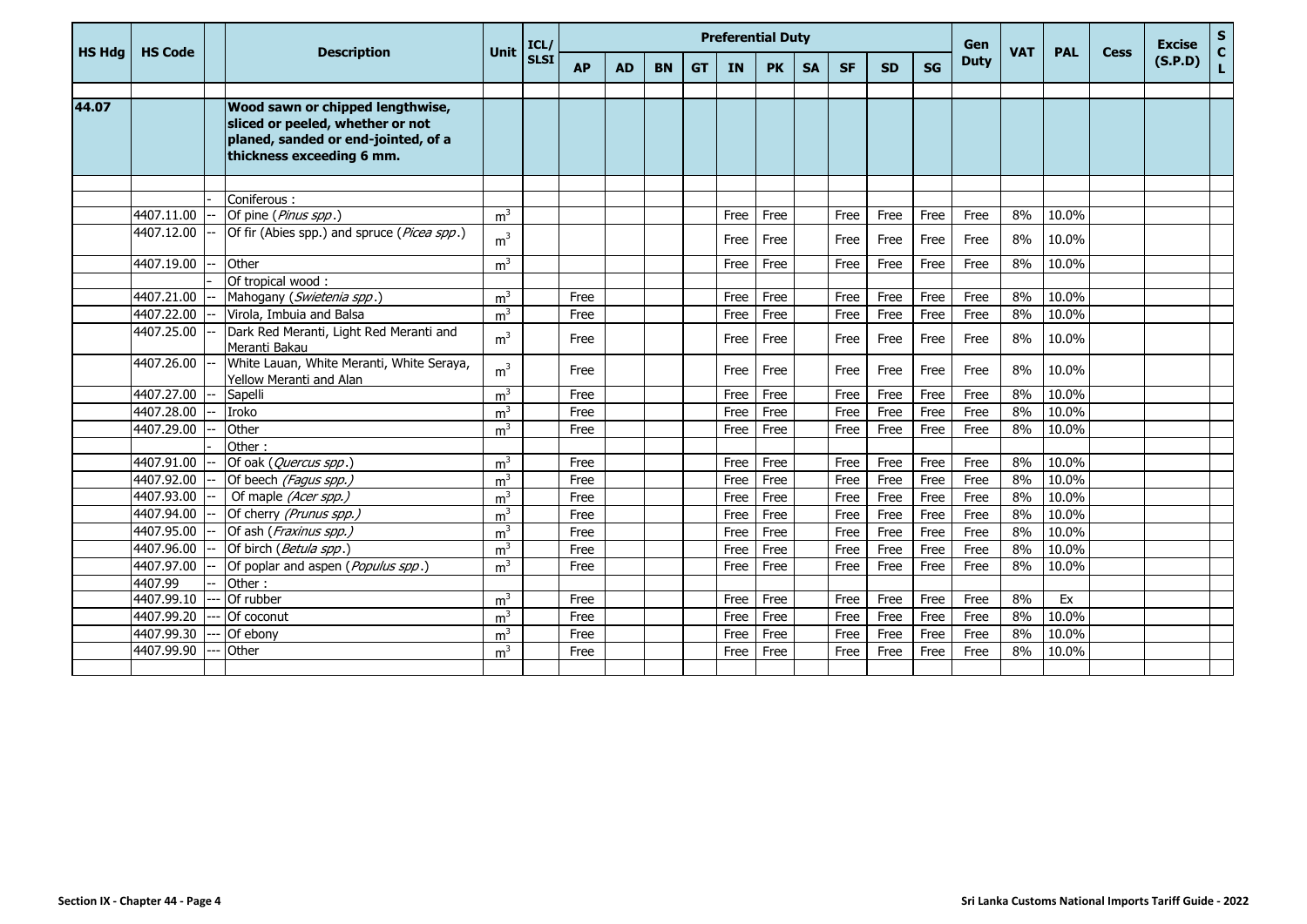| HS Hdg | HS Code | | Description | Unit | ICL/ SLSI | Preferential Duty | | | | | | | | | | Gen Duty | VAT | PAL | Cess | Excise (S.P.D) | SCL |
|---|---|---|---|---|---|---|---|---|---|---|---|---|---|---|---|---|---|---|---|---|---|
| | | | | | | AP | AD | BN | GT | IN | PK | SA | SF | SD | SG | | | | | | |
| | | | | | | | | | | | | | | | | | | | | | |
| 44.07 | | | **Wood sawn or chipped lengthwise, sliced or peeled, whether or not planed, sanded or end-jointed, of a thickness exceeding 6 mm.** | | | | | | | | | | | | | | | | | | |
| | | | | | | | | | | | | | | | | | | | | | |
| | | - | Coniferous : | | | | | | | | | | | | | | | | | | |
| | 4407.11.00 | -- | Of pine (*Pinus spp*.) | $m^3$ | | | | | | Free | Free | | Free | Free | Free | Free | 8% | 10.0% | | | |
| | 4407.12.00 | -- | Of fir (Abies spp.) and spruce (*Picea spp*.) | $m^3$ | | | | | | Free | Free | | Free | Free | Free | Free | 8% | 10.0% | | | |
| | 4407.19.00 | -- | Other | $m^3$ | | | | | | Free | Free | | Free | Free | Free | Free | 8% | 10.0% | | | |
| | | - | Of tropical wood : | | | | | | | | | | | | | | | | | | |
| | 4407.21.00 | -- | Mahogany (*Swietenia spp*.) | $m^3$ | | Free | | | | Free | Free | | Free | Free | Free | Free | 8% | 10.0% | | | |
| | 4407.22.00 | -- | Virola, Imbuia and Balsa | $m^3$ | | Free | | | | Free | Free | | Free | Free | Free | Free | 8% | 10.0% | | | |
| | 4407.25.00 | -- | Dark Red Meranti, Light Red Meranti and Meranti Bakau | $m^3$ | | Free | | | | Free | Free | | Free | Free | Free | Free | 8% | 10.0% | | | |
| | 4407.26.00 | -- | White Lauan, White Meranti, White Seraya, Yellow Meranti and Alan | $m^3$ | | Free | | | | Free | Free | | Free | Free | Free | Free | 8% | 10.0% | | | |
| | 4407.27.00 | -- | Sapelli | $m^3$ | | Free | | | | Free | Free | | Free | Free | Free | Free | 8% | 10.0% | | | |
| | 4407.28.00 | -- | Iroko | $m^3$ | | Free | | | | Free | Free | | Free | Free | Free | Free | 8% | 10.0% | | | |
| | 4407.29.00 | -- | Other | $m^3$ | | Free | | | | Free | Free | | Free | Free | Free | Free | 8% | 10.0% | | | |
| | | - | Other : | | | | | | | | | | | | | | | | | | |
| | 4407.91.00 | -- | Of oak (*Quercus spp*.) | $m^3$ | | Free | | | | Free | Free | | Free | Free | Free | Free | 8% | 10.0% | | | |
| | 4407.92.00 | -- | Of beech *(Fagus spp.)* | $m^3$ | | Free | | | | Free | Free | | Free | Free | Free | Free | 8% | 10.0% | | | |
| | 4407.93.00 | -- | Of maple *(Acer spp.)* | $m^3$ | | Free | | | | Free | Free | | Free | Free | Free | Free | 8% | 10.0% | | | |
| | 4407.94.00 | -- | Of cherry *(Prunus spp.)* | $m^3$ | | Free | | | | Free | Free | | Free | Free | Free | Free | 8% | 10.0% | | | |
| | 4407.95.00 | -- | Of ash (*Fraxinus spp.)* | $m^3$ | | Free | | | | Free | Free | | Free | Free | Free | Free | 8% | 10.0% | | | |
| | 4407.96.00 | -- | Of birch (*Betula spp*.) | $m^3$ | | Free | | | | Free | Free | | Free | Free | Free | Free | 8% | 10.0% | | | |
| | 4407.97.00 | -- | Of poplar and aspen (*Populus spp*.) | $m^3$ | | Free | | | | Free | Free | | Free | Free | Free | Free | 8% | 10.0% | | | |
| | 4407.99 | -- | Other : | | | | | | | | | | | | | | | | | | |
| | 4407.99.10 | --- | Of rubber | $m^3$ | | Free | | | | Free | Free | | Free | Free | Free | Free | 8% | Ex | | | |
| | 4407.99.20 | --- | Of coconut | $m^3$ | | Free | | | | Free | Free | | Free | Free | Free | Free | 8% | 10.0% | | | |
| | 4407.99.30 | --- | Of ebony | $m^3$ | | Free | | | | Free | Free | | Free | Free | Free | Free | 8% | 10.0% | | | |
| | 4407.99.90 | --- | Other | $m^3$ | | Free | | | | Free | Free | | Free | Free | Free | Free | 8% | 10.0% | | | |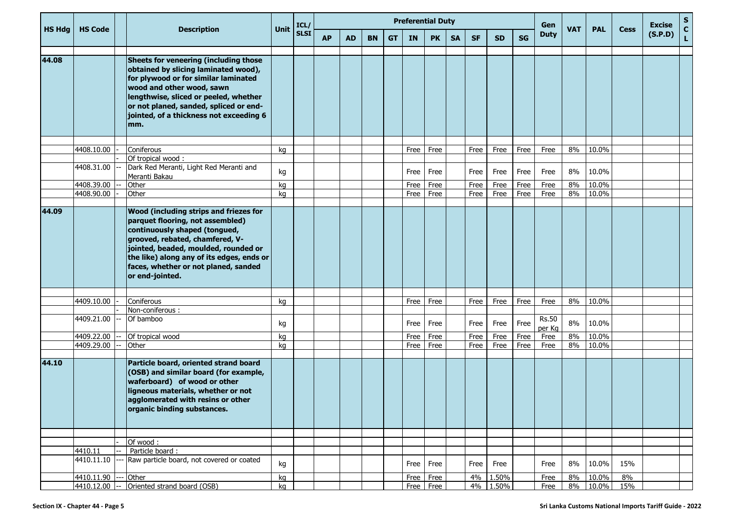| HS Hdg | HS Code | | Description | Unit | ICL/ SLSI | Preferential Duty | | | | | | | | | | Gen Duty | VAT | PAL | Cess | Excise (S.P.D) | SCL |
|---|---|---|---|---|---|---|---|---|---|---|---|---|---|---|---|---|---|---|---|---|---|
| | | | | | | AP | AD | BN | GT | IN | PK | SA | SF | SD | SG | | | | | | |
| 44.08 | | | **Sheets for veneering (including those obtained by slicing laminated wood), for plywood or for similar laminated wood and other wood, sawn lengthwise, sliced or peeled, whether or not planed, sanded, spliced or end-jointed, of a thickness not exceeding 6 mm.** | | | | | | | | | | | | | | | | | | |
| | 4408.10.00 | - | Coniferous | kg | | | | | | Free | Free | | Free | Free | Free | Free | 8% | 10.0% | | | |
| | | - | Of tropical wood : | | | | | | | | | | | | | | | | | | |
| | 4408.31.00 | -- | Dark Red Meranti, Light Red Meranti and Meranti Bakau | kg | | | | | | Free | Free | | Free | Free | Free | Free | 8% | 10.0% | | | |
| | 4408.39.00 | -- | Other | kg | | | | | | Free | Free | | Free | Free | Free | Free | 8% | 10.0% | | | |
| | 4408.90.00 | - | Other | kg | | | | | | Free | Free | | Free | Free | Free | Free | 8% | 10.0% | | | |
| 44.09 | | | **Wood (including strips and friezes for parquet flooring, not assembled) continuously shaped (tongued, grooved, rebated, chamfered, V-jointed, beaded, moulded, rounded or the like) along any of its edges, ends or faces, whether or not planed, sanded or end-jointed.** | | | | | | | | | | | | | | | | | | |
| | 4409.10.00 | - | Coniferous | kg | | | | | | Free | Free | | Free | Free | Free | Free | 8% | 10.0% | | | |
| | | - | Non-coniferous : | | | | | | | | | | | | | | | | | | |
| | 4409.21.00 | -- | Of bamboo | kg | | | | | | Free | Free | | Free | Free | Free | Rs.50 per Kg | 8% | 10.0% | | | |
| | 4409.22.00 | -- | Of tropical wood | kg | | | | | | Free | Free | | Free | Free | Free | Free | 8% | 10.0% | | | |
| | 4409.29.00 | -- | Other | kg | | | | | | Free | Free | | Free | Free | Free | Free | 8% | 10.0% | | | |
| 44.10 | | | **Particle board, oriented strand board (OSB) and similar board (for example, waferboard) of wood or other ligneous materials, whether or not agglomerated with resins or other organic binding substances.** | | | | | | | | | | | | | | | | | | |
| | | - | Of wood : | | | | | | | | | | | | | | | | | | |
| | 4410.11 | -- | Particle board : | | | | | | | | | | | | | | | | | | |
| | 4410.11.10 | --- | Raw particle board, not covered or coated | kg | | | | | | Free | Free | | Free | Free | | Free | 8% | 10.0% | 15% | | |
| | 4410.11.90 | --- | Other | kg | | | | | | Free | Free | | 4% | 1.50% | | Free | 8% | 10.0% | 8% | | |
| | 4410.12.00 | -- | Oriented strand board (OSB) | kg | | | | | | Free | Free | | 4% | 1.50% | | Free | 8% | 10.0% | 15% | | |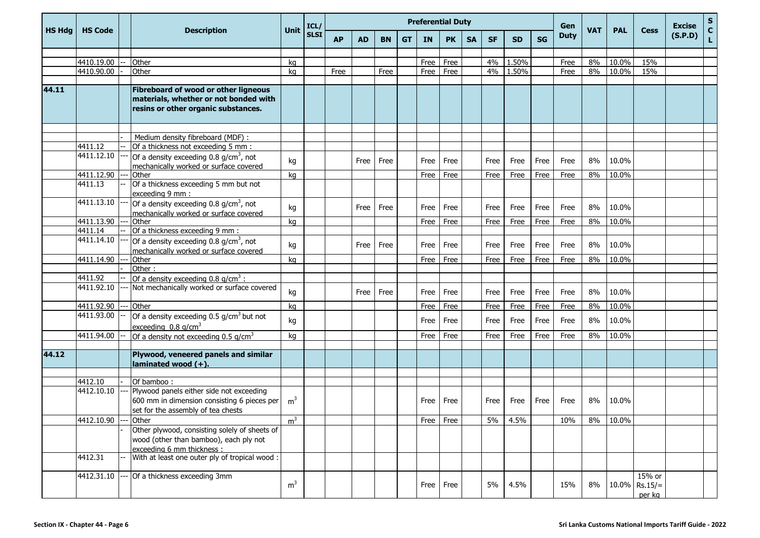| HS Hdg | HS Code | | Description | Unit | ICL/ SLSI | Preferential Duty | | | | | | | | | | Gen Duty | VAT | PAL | Cess | Excise (S.P.D) | S C L |
|---|---|---|---|---|---|---|---|---|---|---|---|---|---|---|---|---|---|---|---|---|---|
| | | | | | | AP | AD | BN | GT | IN | PK | SA | SF | SD | SG | | | | | | |
| | 4410.19.00 | -- | Other | kg | | | | | | Free | Free | | 4% | 1.50% | | Free | 8% | 10.0% | 15% | | |
| | 4410.90.00 | - | Other | kg | | Free | | Free | | Free | Free | | 4% | 1.50% | | Free | 8% | 10.0% | 15% | | |
| **44.11** | | | **Fibreboard of wood or other ligneous materials, whether or not bonded with resins or other organic substances.** | | | | | | | | | | | | | | | | | | |
| | | - | Medium density fibreboard (MDF) : | | | | | | | | | | | | | | | | | | |
| | 4411.12 | -- | Of a thickness not exceeding 5 mm : | | | | | | | | | | | | | | | | | | |
| | 4411.12.10 | --- | Of a density exceeding 0.8 g/cm$^3$, not mechanically worked or surface covered | kg | | | Free | Free | | Free | Free | | Free | Free | Free | Free | 8% | 10.0% | | | |
| | 4411.12.90 | --- | Other | kg | | | | | | Free | Free | | Free | Free | Free | Free | 8% | 10.0% | | | |
| | 4411.13 | -- | Of a thickness exceeding 5 mm but not exceeding 9 mm : | | | | | | | | | | | | | | | | | | |
| | 4411.13.10 | --- | Of a density exceeding 0.8 g/cm$^3$, not mechanically worked or surface covered | kg | | | Free | Free | | Free | Free | | Free | Free | Free | Free | 8% | 10.0% | | | |
| | 4411.13.90 | --- | Other | kg | | | | | | Free | Free | | Free | Free | Free | Free | 8% | 10.0% | | | |
| | 4411.14 | -- | Of a thickness exceeding 9 mm : | | | | | | | | | | | | | | | | | | |
| | 4411.14.10 | --- | Of a density exceeding 0.8 g/cm$^3$, not mechanically worked or surface covered | kg | | | Free | Free | | Free | Free | | Free | Free | Free | Free | 8% | 10.0% | | | |
| | 4411.14.90 | --- | Other | kg | | | | | | Free | Free | | Free | Free | Free | Free | 8% | 10.0% | | | |
| | | - | Other : | | | | | | | | | | | | | | | | | | |
| | 4411.92 | -- | Of a density exceeding 0.8 g/cm$^3$ : | | | | | | | | | | | | | | | | | | |
| | 4411.92.10 | --- | Not mechanically worked or surface covered | kg | | | Free | Free | | Free | Free | | Free | Free | Free | Free | 8% | 10.0% | | | |
| | 4411.92.90 | --- | Other | kg | | | | | | Free | Free | | Free | Free | Free | Free | 8% | 10.0% | | | |
| | 4411.93.00 | -- | Of a density exceeding 0.5 g/cm$^3$ but not exceeding 0.8 g/cm$^3$ | kg | | | | | | Free | Free | | Free | Free | Free | Free | 8% | 10.0% | | | |
| | 4411.94.00 | -- | Of a density not exceeding 0.5 g/cm$^3$ | kg | | | | | | Free | Free | | Free | Free | Free | Free | 8% | 10.0% | | | |
| **44.12** | | | **Plywood, veneered panels and similar laminated wood (+).** | | | | | | | | | | | | | | | | | | |
| | 4412.10 | - | Of bamboo : | | | | | | | | | | | | | | | | | | |
| | 4412.10.10 | --- | Plywood panels either side not exceeding 600 mm in dimension consisting 6 pieces per set for the assembly of tea chests | m$^3$ | | | | | | Free | Free | | Free | Free | Free | Free | 8% | 10.0% | | | |
| | 4412.10.90 | --- | Other | m$^3$ | | | | | | Free | Free | | 5% | 4.5% | | 10% | 8% | 10.0% | | | |
| | | - | Other plywood, consisting solely of sheets of wood (other than bamboo), each ply not exceeding 6 mm thickness : | | | | | | | | | | | | | | | | | | |
| | 4412.31 | -- | With at least one outer ply of tropical wood : | | | | | | | | | | | | | | | | | | |
| | 4412.31.10 | --- | Of a thickness exceeding 3mm | m$^3$ | | | | | | Free | Free | | 5% | 4.5% | | 15% | 8% | 10.0% | 15% or Rs.15/= per kg | | |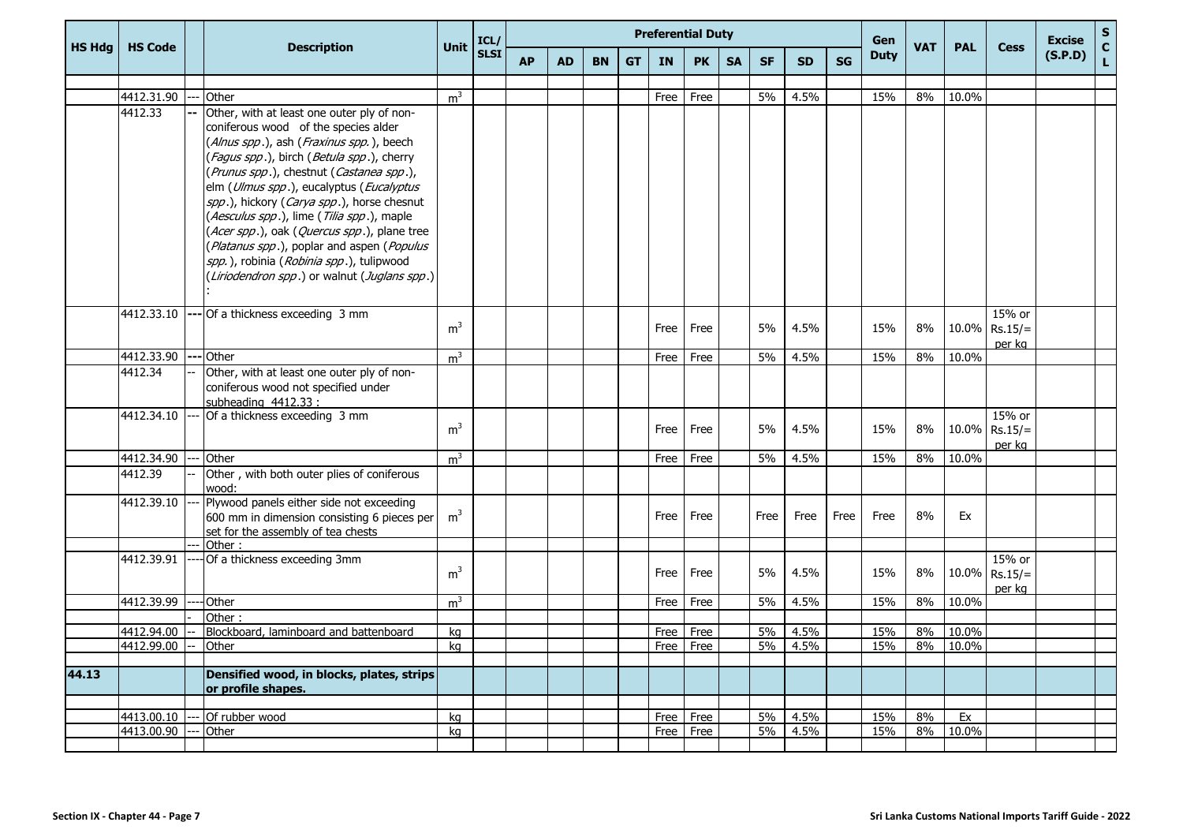| HS Hdg | HS Code | | Description | Unit | ICL/ SLSI | Preferential Duty | | | | | | | | | | Gen Duty | VAT | PAL | Cess | Excise (S.P.D) | S C L |
|---|---|---|---|---|---|---|---|---|---|---|---|---|---|---|---|---|---|---|---|---|---|
| | | | | | | AP | AD | BN | GT | IN | PK | SA | SF | SD | SG | | | | | | |
| | 4412.31.90 | --- | Other | $m^3$ | | | | | | Free | Free | | 5% | 4.5% | | 15% | 8% | 10.0% | | | |
| | 4412.33 | -- | Other, with at least one outer ply of non-coniferous wood of the species alder (*Alnus spp*.), ash (*Fraxinus spp.*), beech (*Fagus spp*.), birch (*Betula spp*.), cherry (*Prunus spp*.), chestnut (*Castanea spp*.), elm (*Ulmus spp*.), eucalyptus (*Eucalyptus spp*.), hickory (*Carya spp*.), horse chesnut (*Aesculus spp*.), lime (*Tilia spp*.), maple (*Acer spp*.), oak (*Quercus spp*.), plane tree (*Platanus spp*.), poplar and aspen (*Populus spp.*), robinia (*Robinia spp*.), tulipwood (*Liriodendron spp*.) or walnut (*Juglans spp*.) : | | | | | | | | | | | | | | | | | | |
| | 4412.33.10 | --- | Of a thickness exceeding 3 mm | $m^3$ | | | | | | Free | Free | | 5% | 4.5% | | 15% | 8% | 10.0% | 15% or Rs.15/= per kg | | |
| | 4412.33.90 | --- | Other | $m^3$ | | | | | | Free | Free | | 5% | 4.5% | | 15% | 8% | 10.0% | | | |
| | 4412.34 | -- | Other, with at least one outer ply of non-coniferous wood not specified under subheading 4412.33 : | | | | | | | | | | | | | | | | | | |
| | 4412.34.10 | --- | Of a thickness exceeding 3 mm | $m^3$ | | | | | | Free | Free | | 5% | 4.5% | | 15% | 8% | 10.0% | 15% or Rs.15/= per kg | | |
| | 4412.34.90 | --- | Other | $m^3$ | | | | | | Free | Free | | 5% | 4.5% | | 15% | 8% | 10.0% | | | |
| | 4412.39 | -- | Other , with both outer plies of coniferous wood: | | | | | | | | | | | | | | | | | | |
| | 4412.39.10 | --- | Plywood panels either side not exceeding 600 mm in dimension consisting 6 pieces per set for the assembly of tea chests | $m^3$ | | | | | | Free | Free | | Free | Free | Free | Free | 8% | Ex | | | |
| | | --- | Other : | | | | | | | | | | | | | | | | | | |
| | 4412.39.91 | ---- | Of a thickness exceeding 3mm | $m^3$ | | | | | | Free | Free | | 5% | 4.5% | | 15% | 8% | 10.0% | 15% or Rs.15/= per kg | | |
| | 4412.39.99 | ---- | Other | $m^3$ | | | | | | Free | Free | | 5% | 4.5% | | 15% | 8% | 10.0% | | | |
| | | - | Other : | | | | | | | | | | | | | | | | | | |
| | 4412.94.00 | -- | Blockboard, laminboard and battenboard | kg | | | | | | Free | Free | | 5% | 4.5% | | 15% | 8% | 10.0% | | | |
| | 4412.99.00 | -- | Other | kg | | | | | | Free | Free | | 5% | 4.5% | | 15% | 8% | 10.0% | | | |
| **44.13** | | | **Densified wood, in blocks, plates, strips or profile shapes.** | | | | | | | | | | | | | | | | | | |
| | 4413.00.10 | --- | Of rubber wood | kg | | | | | | Free | Free | | 5% | 4.5% | | 15% | 8% | Ex | | | |
| | 4413.00.90 | --- | Other | kg | | | | | | Free | Free | | 5% | 4.5% | | 15% | 8% | 10.0% | | | |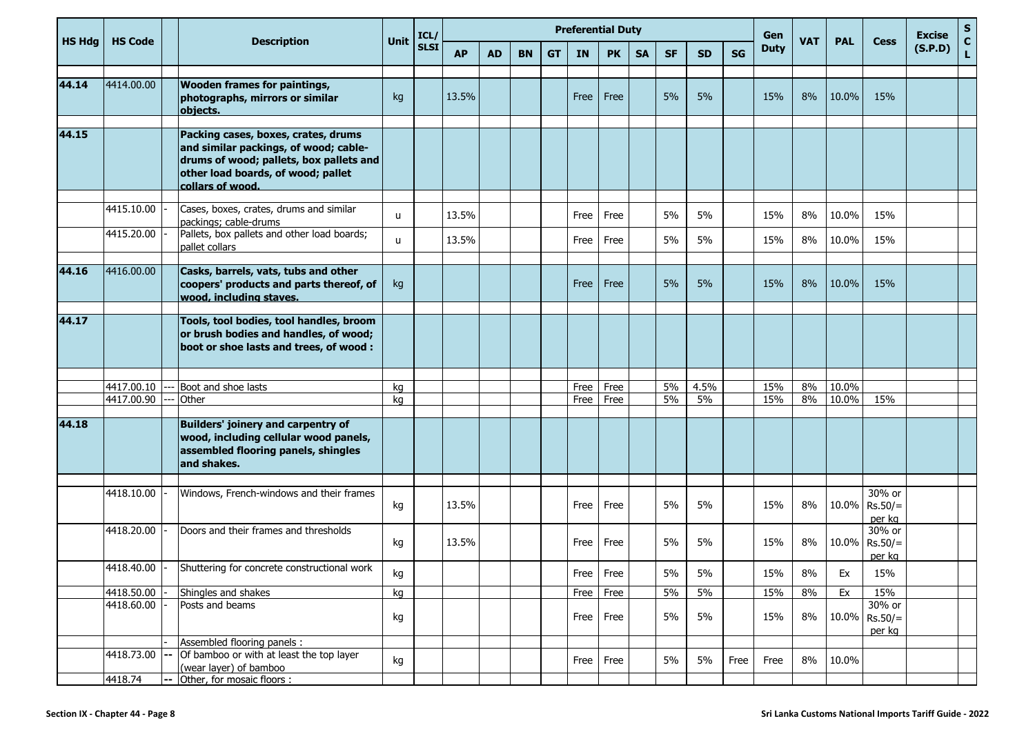| HS Hdg | HS Code | | Description | Unit | ICL/ SLSI | Preferential Duty | | | | | | | | | | Gen Duty | VAT | PAL | Cess | Excise (S.P.D) | SCL |
|---|---|---|---|---|---|---|---|---|---|---|---|---|---|---|---|---|---|---|---|---|---|
| | | | | | | AP | AD | BN | GT | IN | PK | SA | SF | SD | SG | | | | | | |
| 44.14 | 4414.00.00 | | **Wooden frames for paintings, photographs, mirrors or similar objects.** | kg | | 13.5% | | | | Free | Free | | 5% | 5% | | 15% | 8% | 10.0% | 15% | | |
| 44.15 | | | **Packing cases, boxes, crates, drums and similar packings, of wood; cable-drums of wood; pallets, box pallets and other load boards, of wood; pallet collars of wood.** | | | | | | | | | | | | | | | | | | |
| | 4415.10.00 | - | Cases, boxes, crates, drums and similar packings; cable-drums | u | | 13.5% | | | | Free | Free | | 5% | 5% | | 15% | 8% | 10.0% | 15% | | |
| | 4415.20.00 | - | Pallets, box pallets and other load boards; pallet collars | u | | 13.5% | | | | Free | Free | | 5% | 5% | | 15% | 8% | 10.0% | 15% | | |
| 44.16 | 4416.00.00 | | **Casks, barrels, vats, tubs and other coopers' products and parts thereof, of wood, including staves.** | kg | | | | | | Free | Free | | 5% | 5% | | 15% | 8% | 10.0% | 15% | | |
| 44.17 | | | **Tools, tool bodies, tool handles, broom or brush bodies and handles, of wood; boot or shoe lasts and trees, of wood :** | | | | | | | | | | | | | | | | | | |
| | 4417.00.10 | --- | Boot and shoe lasts | kg | | | | | | Free | Free | | 5% | 4.5% | | 15% | 8% | 10.0% | | | |
| | 4417.00.90 | --- | Other | kg | | | | | | Free | Free | | 5% | 5% | | 15% | 8% | 10.0% | 15% | | |
| 44.18 | | | **Builders' joinery and carpentry of wood, including cellular wood panels, assembled flooring panels, shingles and shakes.** | | | | | | | | | | | | | | | | | | |
| | 4418.10.00 | - | Windows, French-windows and their frames | kg | | 13.5% | | | | Free | Free | | 5% | 5% | | 15% | 8% | 10.0% | 30% or Rs.50/= per kg | | |
| | 4418.20.00 | - | Doors and their frames and thresholds | kg | | 13.5% | | | | Free | Free | | 5% | 5% | | 15% | 8% | 10.0% | 30% or Rs.50/= per kg | | |
| | 4418.40.00 | - | Shuttering for concrete constructional work | kg | | | | | | Free | Free | | 5% | 5% | | 15% | 8% | Ex | 15% | | |
| | 4418.50.00 | - | Shingles and shakes | kg | | | | | | Free | Free | | 5% | 5% | | 15% | 8% | Ex | 15% | | |
| | 4418.60.00 | - | Posts and beams | kg | | | | | | Free | Free | | 5% | 5% | | 15% | 8% | 10.0% | 30% or Rs.50/= per kg | | |
| | | - | Assembled flooring panels : | | | | | | | | | | | | | | | | | | |
| | 4418.73.00 | -- | Of bamboo or with at least the top layer (wear layer) of bamboo | kg | | | | | | Free | Free | | 5% | 5% | Free | Free | 8% | 10.0% | | | |
| | 4418.74 | -- | Other, for mosaic floors : | | | | | | | | | | | | | | | | | | |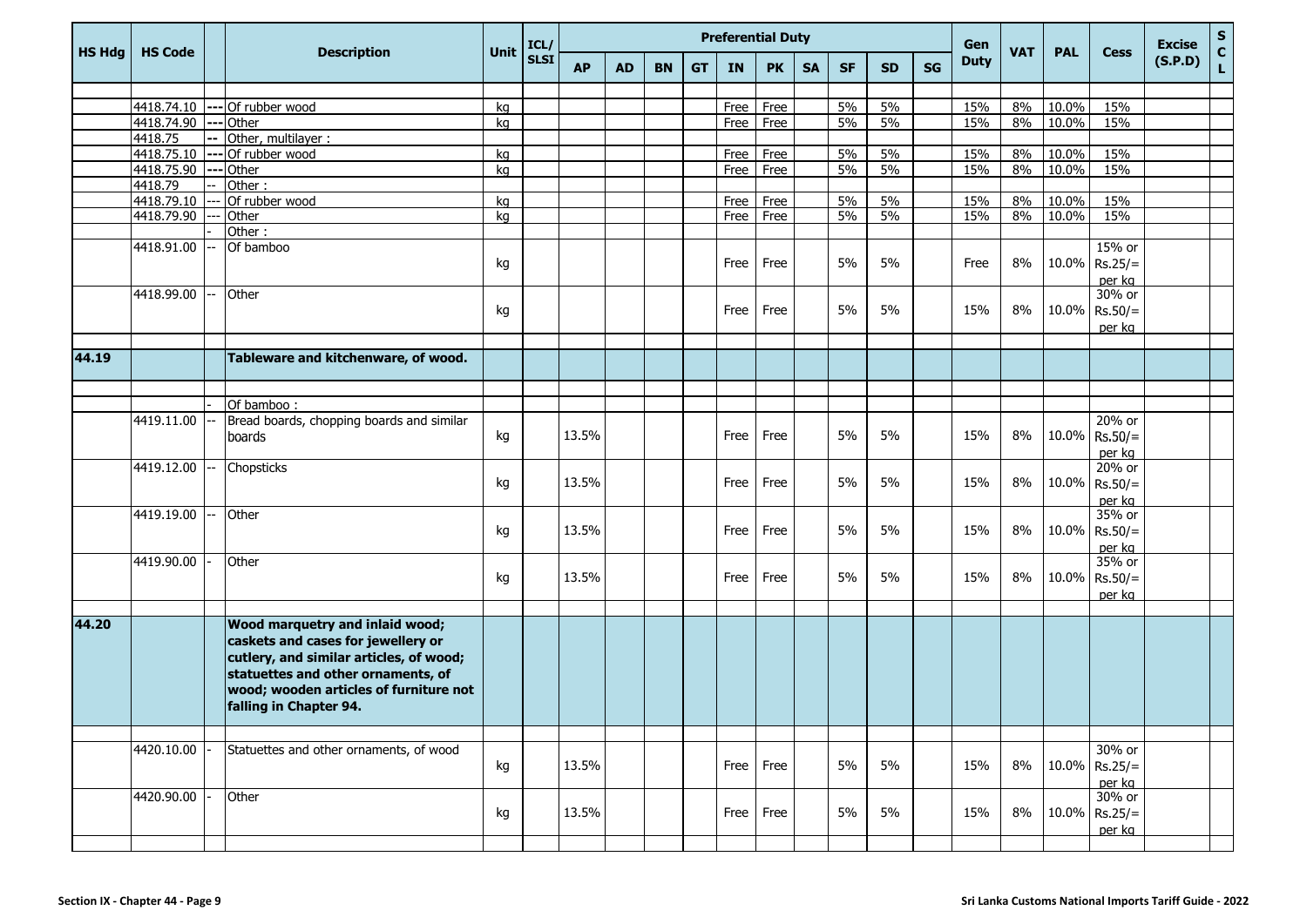| HS Hdg | HS Code | | Description | Unit | ICL/ SLSI | Preferential Duty | | | | | | | | | | Gen Duty | VAT | PAL | Cess | Excise (S.P.D) | S C L |
|---|---|---|---|---|---|---|---|---|---|---|---|---|---|---|---|---|---|---|---|---|---|
| | | | | | | AP | AD | BN | GT | IN | PK | SA | SF | SD | SG | | | | | | |
| | | | | | | | | | | | | | | | | | | | | | |
| | 4418.74.10 | --- | Of rubber wood | kg | | | | | | Free | Free | | 5% | 5% | | 15% | 8% | 10.0% | 15% | | |
| | 4418.74.90 | --- | Other | kg | | | | | | Free | Free | | 5% | 5% | | 15% | 8% | 10.0% | 15% | | |
| | 4418.75 | -- | Other, multilayer : | | | | | | | | | | | | | | | | | | |
| | 4418.75.10 | --- | Of rubber wood | kg | | | | | | Free | Free | | 5% | 5% | | 15% | 8% | 10.0% | 15% | | |
| | 4418.75.90 | --- | Other | kg | | | | | | Free | Free | | 5% | 5% | | 15% | 8% | 10.0% | 15% | | |
| | 4418.79 | -- | Other : | | | | | | | | | | | | | | | | | | |
| | 4418.79.10 | --- | Of rubber wood | kg | | | | | | Free | Free | | 5% | 5% | | 15% | 8% | 10.0% | 15% | | |
| | 4418.79.90 | --- | Other | kg | | | | | | Free | Free | | 5% | 5% | | 15% | 8% | 10.0% | 15% | | |
| | | - | Other : | | | | | | | | | | | | | | | | | | |
| | 4418.91.00 | -- | Of bamboo | kg | | | | | | Free | Free | | 5% | 5% | | Free | 8% | 10.0% | 15% or Rs.25/= per kg | | |
| | 4418.99.00 | -- | Other | kg | | | | | | Free | Free | | 5% | 5% | | 15% | 8% | 10.0% | 30% or Rs.50/= per kg | | |
| | | | | | | | | | | | | | | | | | | | | | |
| **44.19** | | | **Tableware and kitchenware, of wood.** | | | | | | | | | | | | | | | | | | |
| | | | | | | | | | | | | | | | | | | | | | |
| | | - | Of bamboo : | | | | | | | | | | | | | | | | | | |
| | 4419.11.00 | -- | Bread boards, chopping boards and similar boards | kg | | 13.5% | | | | Free | Free | | 5% | 5% | | 15% | 8% | 10.0% | 20% or Rs.50/= per kg | | |
| | 4419.12.00 | -- | Chopsticks | kg | | 13.5% | | | | Free | Free | | 5% | 5% | | 15% | 8% | 10.0% | 20% or Rs.50/= per kg | | |
| | 4419.19.00 | -- | Other | kg | | 13.5% | | | | Free | Free | | 5% | 5% | | 15% | 8% | 10.0% | 35% or Rs.50/= per kg | | |
| | 4419.90.00 | - | Other | kg | | 13.5% | | | | Free | Free | | 5% | 5% | | 15% | 8% | 10.0% | 35% or Rs.50/= per kg | | |
| | | | | | | | | | | | | | | | | | | | | | |
| **44.20** | | | **Wood marquetry and inlaid wood; caskets and cases for jewellery or cutlery, and similar articles, of wood; statuettes and other ornaments, of wood; wooden articles of furniture not falling in Chapter 94.** | | | | | | | | | | | | | | | | | | |
| | | | | | | | | | | | | | | | | | | | | | |
| | 4420.10.00 | - | Statuettes and other ornaments, of wood | kg | | 13.5% | | | | Free | Free | | 5% | 5% | | 15% | 8% | 10.0% | 30% or Rs.25/= per kg | | |
| | 4420.90.00 | - | Other | kg | | 13.5% | | | | Free | Free | | 5% | 5% | | 15% | 8% | 10.0% | 30% or Rs.25/= per kg | | |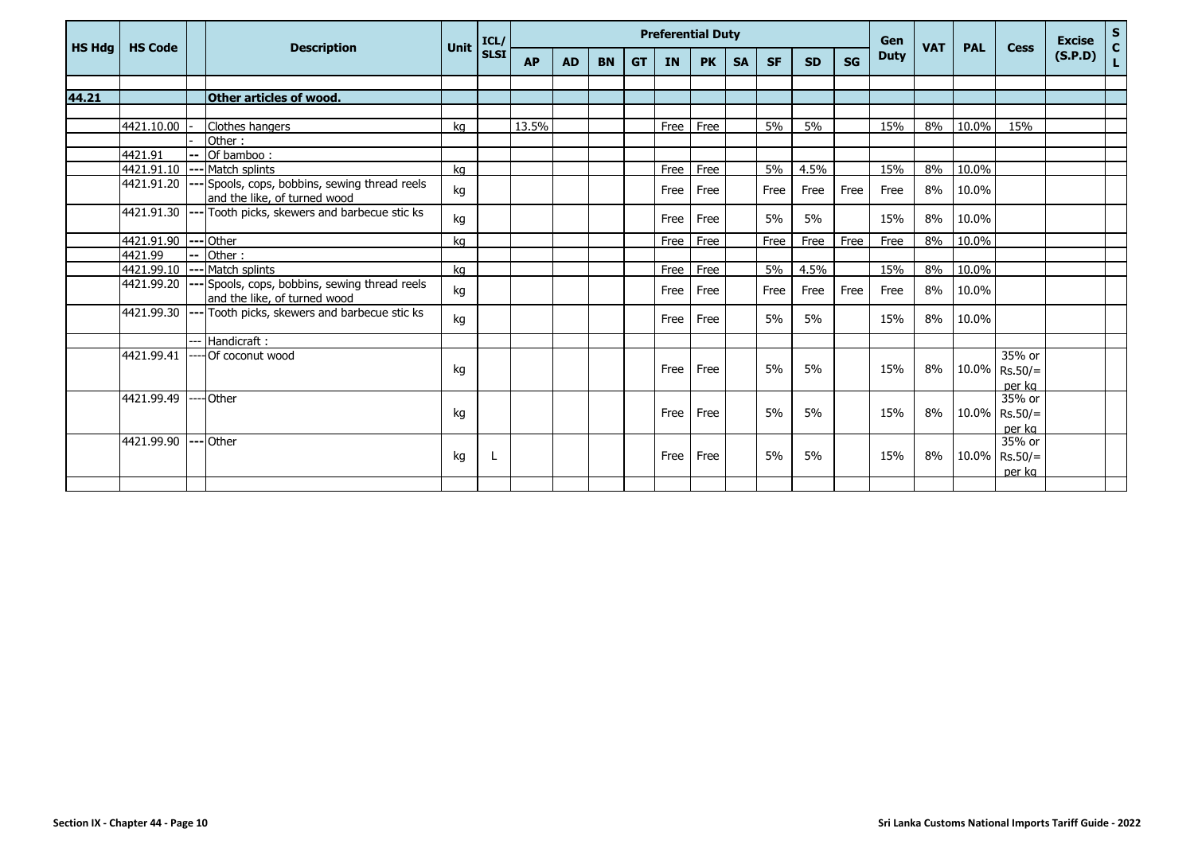| HS Hdg | HS Code | | Description | Unit | ICL/ SLSI | Preferential Duty | | | | | | | | | | Gen Duty | VAT | PAL | Cess | Excise (S.P.D) | SCL |
|---|---|---|---|---|---|---|---|---|---|---|---|---|---|---|---|---|---|---|---|---|---|
| | | | | | | AP | AD | BN | GT | IN | PK | SA | SF | SD | SG | | | | | | |
| 44.21 | | | **Other articles of wood.** | | | | | | | | | | | | | | | | | | |
| | 4421.10.00 | - | Clothes hangers | kg | | 13.5% | | | | Free | Free | | 5% | 5% | | 15% | 8% | 10.0% | 15% | | |
| | | - | Other : | | | | | | | | | | | | | | | | | | |
| | 4421.91 | -- | Of bamboo : | | | | | | | | | | | | | | | | | | |
| | 4421.91.10 | --- | Match splints | kg | | | | | | Free | Free | | 5% | 4.5% | | 15% | 8% | 10.0% | | | |
| | 4421.91.20 | --- | Spools, cops, bobbins, sewing thread reels and the like, of turned wood | kg | | | | | | Free | Free | | Free | Free | Free | Free | 8% | 10.0% | | | |
| | 4421.91.30 | --- | Tooth picks, skewers and barbecue stic ks | kg | | | | | | Free | Free | | 5% | 5% | | 15% | 8% | 10.0% | | | |
| | 4421.91.90 | --- | Other | kg | | | | | | Free | Free | | Free | Free | Free | Free | 8% | 10.0% | | | |
| | 4421.99 | -- | Other : | | | | | | | | | | | | | | | | | | |
| | 4421.99.10 | --- | Match splints | kg | | | | | | Free | Free | | 5% | 4.5% | | 15% | 8% | 10.0% | | | |
| | 4421.99.20 | --- | Spools, cops, bobbins, sewing thread reels and the like, of turned wood | kg | | | | | | Free | Free | | Free | Free | Free | Free | 8% | 10.0% | | | |
| | 4421.99.30 | --- | Tooth picks, skewers and barbecue stic ks | kg | | | | | | Free | Free | | 5% | 5% | | 15% | 8% | 10.0% | | | |
| | | --- | Handicraft : | | | | | | | | | | | | | | | | | | |
| | 4421.99.41 | ---- | Of coconut wood | kg | | | | | | Free | Free | | 5% | 5% | | 15% | 8% | 10.0% | 35% or Rs.50/= per kg | | |
| | 4421.99.49 | ---- | Other | kg | | | | | | Free | Free | | 5% | 5% | | 15% | 8% | 10.0% | 35% or Rs.50/= per kg | | |
| | 4421.99.90 | --- | Other | kg | L | | | | | Free | Free | | 5% | 5% | | 15% | 8% | 10.0% | 35% or Rs.50/= per kg | | |